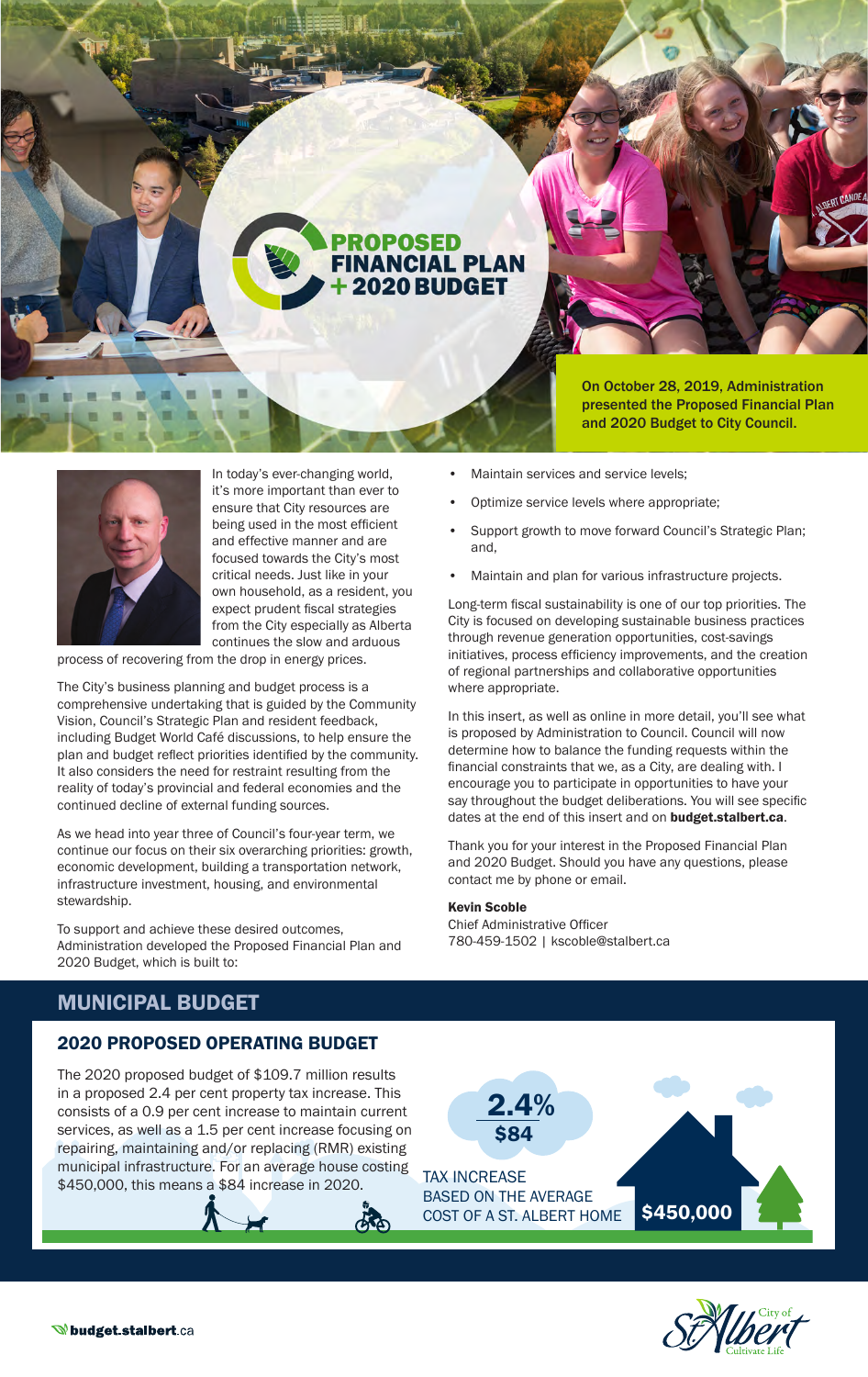# PROPOSED FINANCIAL PLAN + 2020 BUDGET

**On October 28, 2019, Administration presented the Proposed Financial Plan and 2020 Budget to City Council.**

In today's ever-changing world, it's more important than ever to ensure that City resources are being used in the most efficient and effective manner and are focused towards the City's most critical needs. Just like in your own household, as a resident, you expect prudent fiscal strategies from the City especially as Alberta continues the slow and arduous process of recovering from the drop in energy prices.

The City's business planning and budget process is a comprehensive undertaking that is guided by the Community Vision, Council's Strategic Plan and resident feedback, including Budget World Café discussions, to help ensure the plan and budget reflect priorities identified by the community. It also considers the need for restraint resulting from the reality of today's provincial and federal economies and the continued decline of external funding sources.

As we head into year three of Council's four-year term, we continue our focus on their six overarching priorities: growth, economic development, building a transportation network, infrastructure investment, housing, and environmental stewardship.

To support and achieve these desired outcomes, Administration developed the Proposed Financial Plan and 2020 Budget, which is built to:

- Maintain services and service levels;
- Optimize service levels where appropriate;
- Support growth to move forward Council's Strategic Plan; and,
- Maintain and plan for various infrastructure projects.

Long-term fiscal sustainability is one of our top priorities. The City is focused on developing sustainable business practices through revenue generation opportunities, cost-savings initiatives, process efficiency improvements, and the creation of regional partnerships and collaborative opportunities where appropriate.

In this insert, as well as online in more detail, you'll see what is proposed by Administration to Council. Council will now determine how to balance the funding requests within the financial constraints that we, as a City, are dealing with. I encourage you to participate in opportunities to have your say throughout the budget deliberations. You will see specific dates at the end of this insert and on **budget.stalbert.ca**.

Thank you for your interest in the Proposed Financial Plan and 2020 Budget. Should you have any questions, please contact me by phone or email.

**Kevin Scoble**
Chief Administrative Officer
780-459-1502 | kscoble@stalbert.ca

## MUNICIPAL BUDGET

### 2020 PROPOSED OPERATING BUDGET

The 2020 proposed budget of $109.7 million results in a proposed 2.4 per cent property tax increase. This consists of a 0.9 per cent increase to maintain current services, as well as a 1.5 per cent increase focusing on repairing, maintaining and/or replacing (RMR) existing municipal infrastructure. For an average house costing $450,000, this means a $84 increase in 2020.

**2.4%**
**$84**

TAX INCREASE BASED ON THE AVERAGE COST OF A ST. ALBERT HOME

**$450,000**

**budget.stalbert.ca**

City of St. Albert – Cultivate Life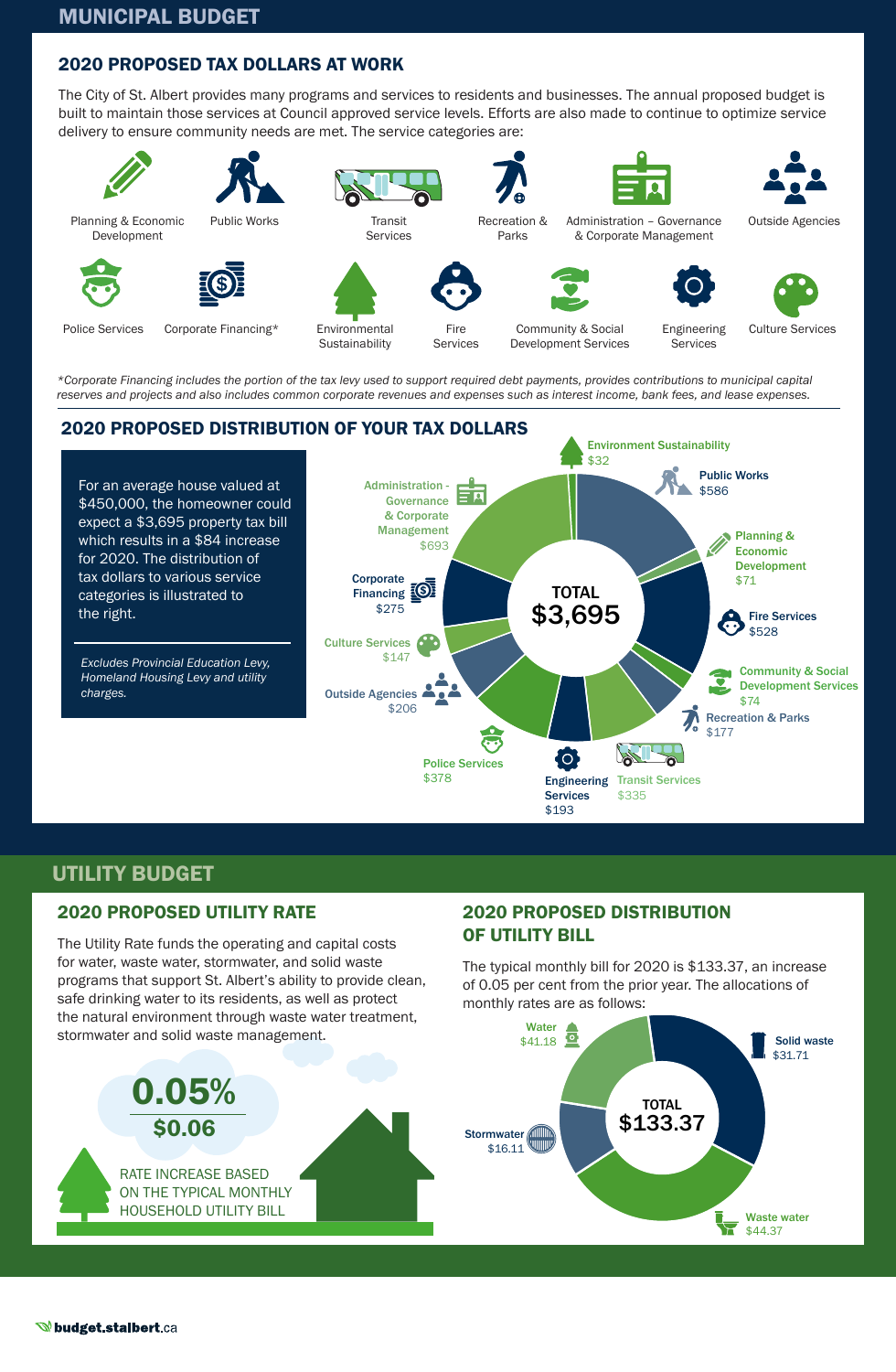# MUNICIPAL BUDGET

## 2020 PROPOSED TAX DOLLARS AT WORK

The City of St. Albert provides many programs and services to residents and businesses. The annual proposed budget is built to maintain those services at Council approved service levels. Efforts are also made to continue to optimize service delivery to ensure community needs are met. The service categories are:

- Planning & Economic Development
- Public Works
- Transit Services
- Recreation & Parks
- Administration – Governance & Corporate Management
- Outside Agencies
- Police Services
- Corporate Financing*
- Environmental Sustainability
- Fire Services
- Community & Social Development Services
- Engineering Services
- Culture Services

*Corporate Financing includes the portion of the tax levy used to support required debt payments, provides contributions to municipal capital reserves and projects and also includes common corporate revenues and expenses such as interest income, bank fees, and lease expenses.*

## 2020 PROPOSED DISTRIBUTION OF YOUR TAX DOLLARS

For an average house valued at $450,000, the homeowner could expect a $3,695 property tax bill which results in a $84 increase for 2020. The distribution of tax dollars to various service categories is illustrated to the right.

*Excludes Provincial Education Levy, Homeland Housing Levy and utility charges.*

| Service | Amount |
|---|---|
| Environment Sustainability | $32 |
| Public Works | $586 |
| Planning & Economic Development | $71 |
| Fire Services | $528 |
| Community & Social Development Services | $74 |
| Recreation & Parks | $177 |
| Transit Services | $335 |
| Engineering Services | $193 |
| Police Services | $378 |
| Outside Agencies | $206 |
| Culture Services | $147 |
| Corporate Financing | $275 |
| Administration - Governance & Corporate Management | $693 |
| **TOTAL** | **$3,695** |

# UTILITY BUDGET

## 2020 PROPOSED UTILITY RATE

The Utility Rate funds the operating and capital costs for water, waste water, stormwater, and solid waste programs that support St. Albert's ability to provide clean, safe drinking water to its residents, as well as protect the natural environment through waste water treatment, stormwater and solid waste management.

**0.05%**

**$0.06**

RATE INCREASE BASED ON THE TYPICAL MONTHLY HOUSEHOLD UTILITY BILL

## 2020 PROPOSED DISTRIBUTION OF UTILITY BILL

The typical monthly bill for 2020 is $133.37, an increase of 0.05 per cent from the prior year. The allocations of monthly rates are as follows:

| Service | Amount |
|---|---|
| Water | $41.18 |
| Solid waste | $31.71 |
| Waste water | $44.37 |
| Stormwater | $16.11 |
| **TOTAL** | **$133.37** |

budget.stalbert.ca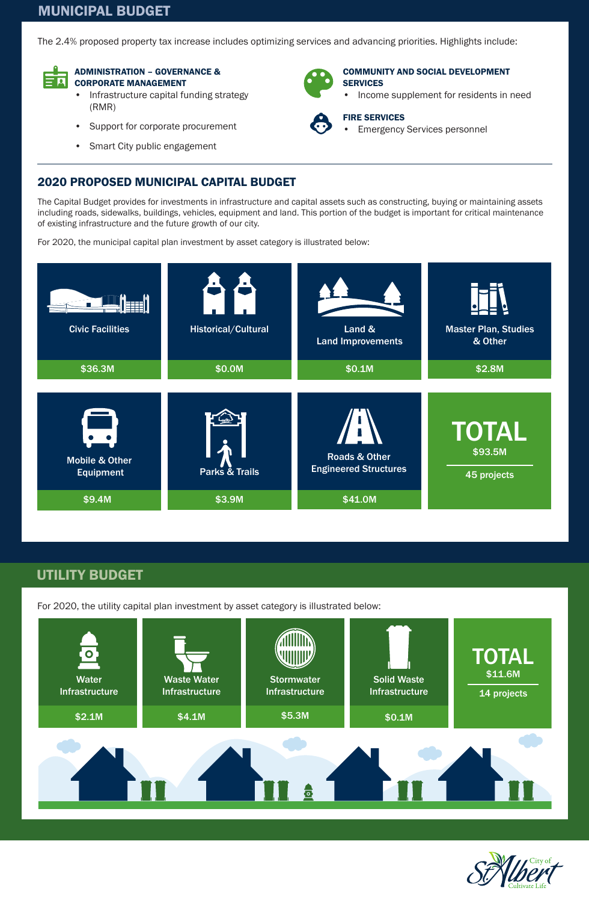## MUNICIPAL BUDGET

The 2.4% proposed property tax increase includes optimizing services and advancing priorities. Highlights include:

**ADMINISTRATION – GOVERNANCE & CORPORATE MANAGEMENT**

- Infrastructure capital funding strategy (RMR)
- Support for corporate procurement
- Smart City public engagement

**COMMUNITY AND SOCIAL DEVELOPMENT SERVICES**

- Income supplement for residents in need

**FIRE SERVICES**

- Emergency Services personnel

### 2020 PROPOSED MUNICIPAL CAPITAL BUDGET

The Capital Budget provides for investments in infrastructure and capital assets such as constructing, buying or maintaining assets including roads, sidewalks, buildings, vehicles, equipment and land. This portion of the budget is important for critical maintenance of existing infrastructure and the future growth of our city.

For 2020, the municipal capital plan investment by asset category is illustrated below:

| Asset Category | Amount |
|---|---|
| Civic Facilities | $36.3M |
| Historical/Cultural | $0.0M |
| Land & Land Improvements | $0.1M |
| Master Plan, Studies & Other | $2.8M |
| Mobile & Other Equipment | $9.4M |
| Parks & Trails | $3.9M |
| Roads & Other Engineered Structures | $41.0M |
| **TOTAL** | **$93.5M** (45 projects) |

## UTILITY BUDGET

For 2020, the utility capital plan investment by asset category is illustrated below:

| Asset Category | Amount |
|---|---|
| Water Infrastructure | $2.1M |
| Waste Water Infrastructure | $4.1M |
| Stormwater Infrastructure | $5.3M |
| Solid Waste Infrastructure | $0.1M |
| **TOTAL** | **$11.6M** (14 projects) |

City of St. Albert – Cultivate Life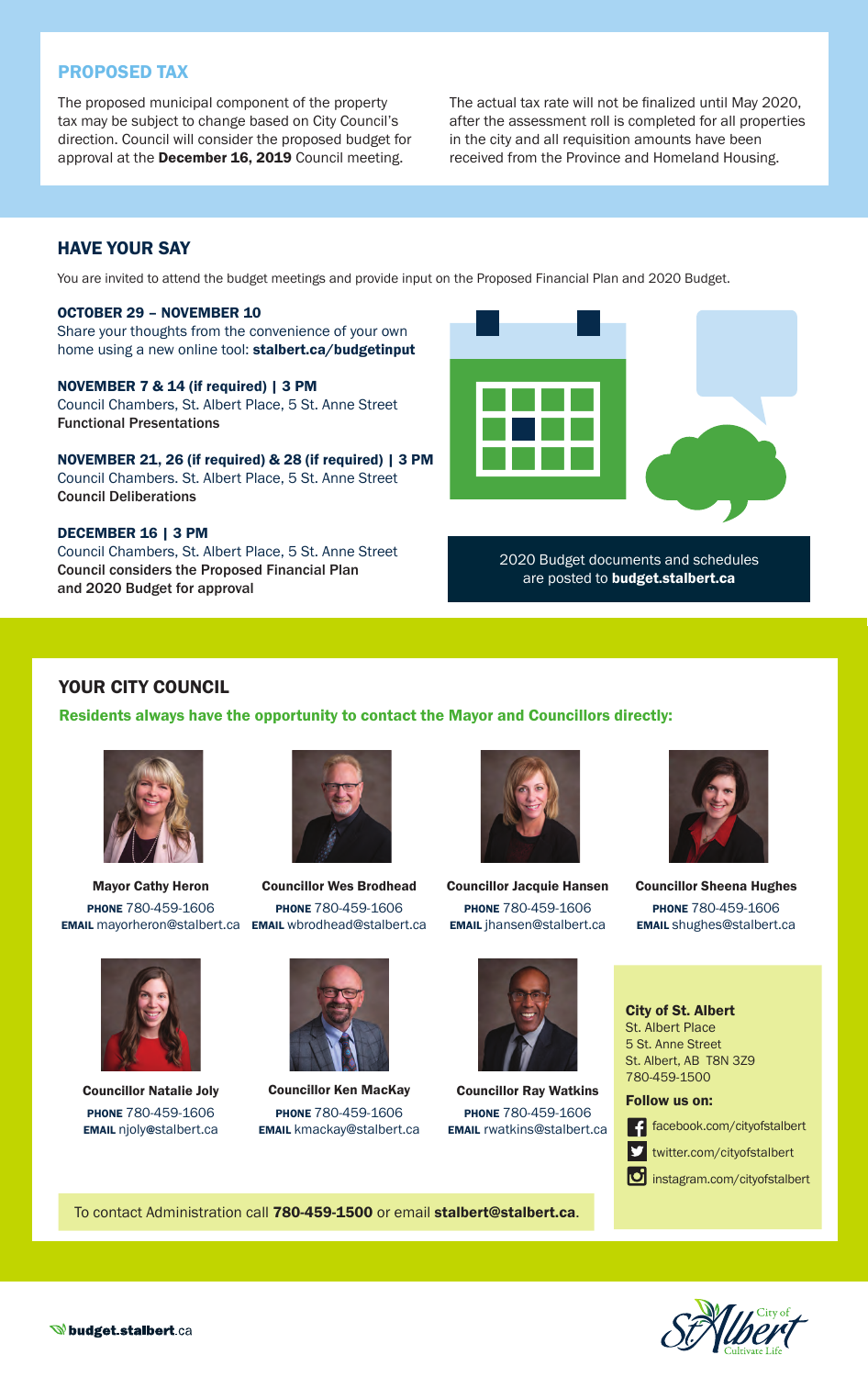## PROPOSED TAX

The proposed municipal component of the property tax may be subject to change based on City Council's direction. Council will consider the proposed budget for approval at the **December 16, 2019** Council meeting.

The actual tax rate will not be finalized until May 2020, after the assessment roll is completed for all properties in the city and all requisition amounts have been received from the Province and Homeland Housing.

## HAVE YOUR SAY

You are invited to attend the budget meetings and provide input on the Proposed Financial Plan and 2020 Budget.

**OCTOBER 29 – NOVEMBER 10**
Share your thoughts from the convenience of your own home using a new online tool: **stalbert.ca/budgetinput**

**NOVEMBER 7 & 14 (if required) | 3 PM**
Council Chambers, St. Albert Place, 5 St. Anne Street
**Functional Presentations**

**NOVEMBER 21, 26 (if required) & 28 (if required) | 3 PM**
Council Chambers. St. Albert Place, 5 St. Anne Street
**Council Deliberations**

**DECEMBER 16 | 3 PM**
Council Chambers, St. Albert Place, 5 St. Anne Street
**Council considers the Proposed Financial Plan and 2020 Budget for approval**

2020 Budget documents and schedules are posted to **budget.stalbert.ca**

## YOUR CITY COUNCIL

**Residents always have the opportunity to contact the Mayor and Councillors directly:**

**Mayor Cathy Heron**
**PHONE** 780-459-1606
**EMAIL** mayorheron@stalbert.ca

**Councillor Wes Brodhead**
**PHONE** 780-459-1606
**EMAIL** wbrodhead@stalbert.ca

**Councillor Jacquie Hansen**
**PHONE** 780-459-1606
**EMAIL** jhansen@stalbert.ca

**Councillor Sheena Hughes**
**PHONE** 780-459-1606
**EMAIL** shughes@stalbert.ca

**Councillor Natalie Joly**
**PHONE** 780-459-1606
**EMAIL** njoly@stalbert.ca

**Councillor Ken MacKay**
**PHONE** 780-459-1606
**EMAIL** kmackay@stalbert.ca

**Councillor Ray Watkins**
**PHONE** 780-459-1606
**EMAIL** rwatkins@stalbert.ca

**City of St. Albert**
St. Albert Place
5 St. Anne Street
St. Albert, AB T8N 3Z9
780-459-1500

**Follow us on:**
facebook.com/cityofstalbert
twitter.com/cityofstalbert
instagram.com/cityofstalbert

To contact Administration call **780-459-1500** or email **stalbert@stalbert.ca**.

**budget.stalbert**.ca

City of St. Albert – Cultivate Life